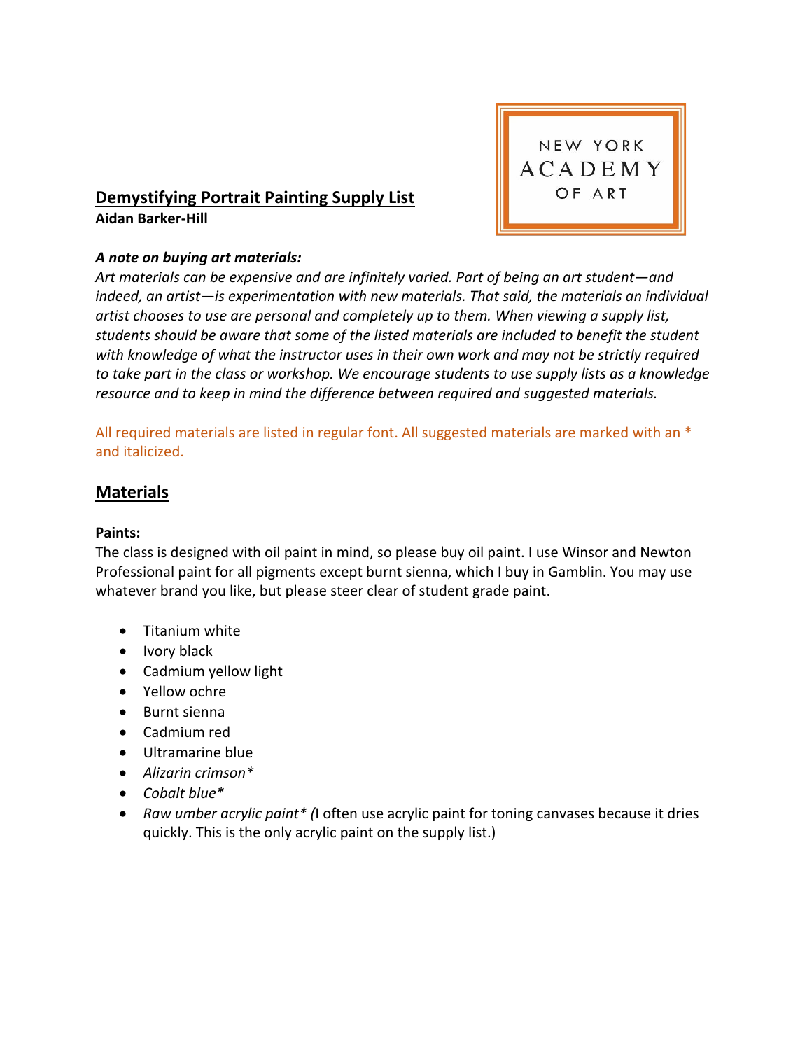NEW YORK ACADEMY OF ART

# Demystifying Portrait Painting Supply List

**Aidan Barker-Hill**

***A note on buying art materials:***

*Art materials can be expensive and are infinitely varied. Part of being an art student—and indeed, an artist—is experimentation with new materials. That said, the materials an individual artist chooses to use are personal and completely up to them. When viewing a supply list, students should be aware that some of the listed materials are included to benefit the student with knowledge of what the instructor uses in their own work and may not be strictly required to take part in the class or workshop. We encourage students to use supply lists as a knowledge resource and to keep in mind the difference between required and suggested materials.*

All required materials are listed in regular font. All suggested materials are marked with an * and italicized.

## Materials

**Paints:**

The class is designed with oil paint in mind, so please buy oil paint. I use Winsor and Newton Professional paint for all pigments except burnt sienna, which I buy in Gamblin. You may use whatever brand you like, but please steer clear of student grade paint.

- Titanium white
- Ivory black
- Cadmium yellow light
- Yellow ochre
- Burnt sienna
- Cadmium red
- Ultramarine blue
- *Alizarin crimson**
- *Cobalt blue**
- *Raw umber acrylic paint* (*I often use acrylic paint for toning canvases because it dries quickly. This is the only acrylic paint on the supply list.)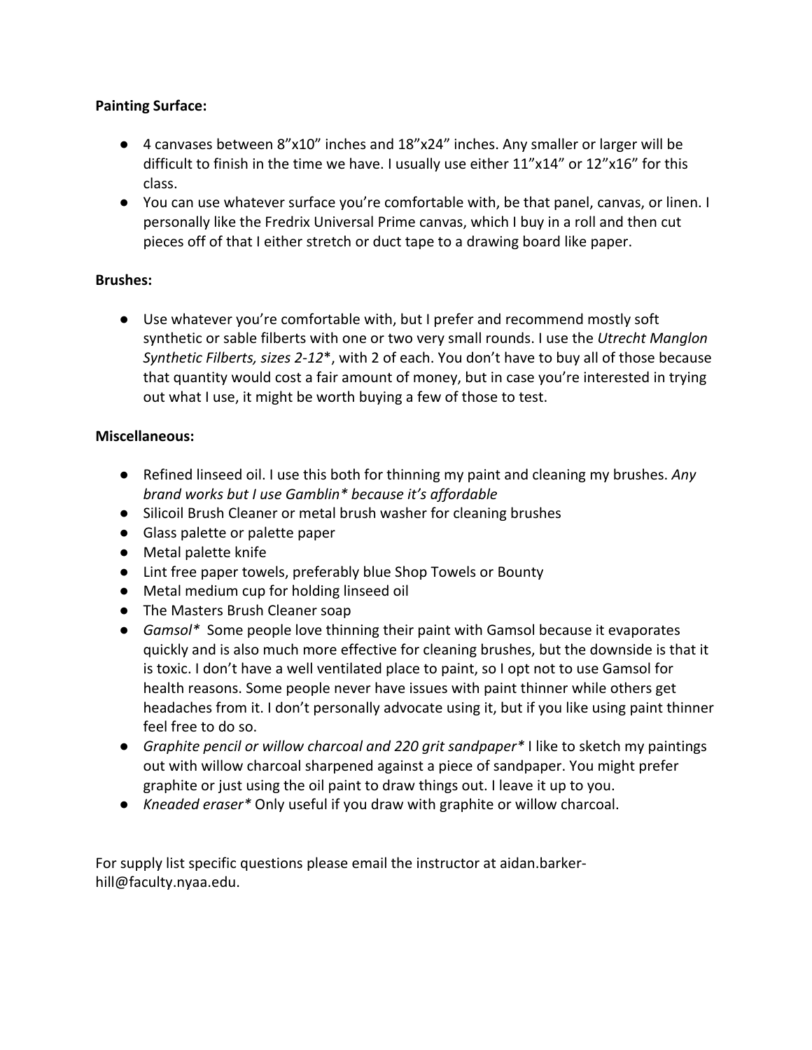**Painting Surface:**

- 4 canvases between 8"x10" inches and 18"x24" inches. Any smaller or larger will be difficult to finish in the time we have. I usually use either 11"x14" or 12"x16" for this class.
- You can use whatever surface you're comfortable with, be that panel, canvas, or linen. I personally like the Fredrix Universal Prime canvas, which I buy in a roll and then cut pieces off of that I either stretch or duct tape to a drawing board like paper.

**Brushes:**

- Use whatever you're comfortable with, but I prefer and recommend mostly soft synthetic or sable filberts with one or two very small rounds. I use the *Utrecht Manglon Synthetic Filberts, sizes 2-12**, with 2 of each. You don't have to buy all of those because that quantity would cost a fair amount of money, but in case you're interested in trying out what I use, it might be worth buying a few of those to test.

**Miscellaneous:**

- Refined linseed oil. I use this both for thinning my paint and cleaning my brushes. *Any brand works but I use Gamblin* because it's affordable*
- Silicoil Brush Cleaner or metal brush washer for cleaning brushes
- Glass palette or palette paper
- Metal palette knife
- Lint free paper towels, preferably blue Shop Towels or Bounty
- Metal medium cup for holding linseed oil
- The Masters Brush Cleaner soap
- *Gamsol** Some people love thinning their paint with Gamsol because it evaporates quickly and is also much more effective for cleaning brushes, but the downside is that it is toxic. I don't have a well ventilated place to paint, so I opt not to use Gamsol for health reasons. Some people never have issues with paint thinner while others get headaches from it. I don't personally advocate using it, but if you like using paint thinner feel free to do so.
- *Graphite pencil or willow charcoal and 220 grit sandpaper** I like to sketch my paintings out with willow charcoal sharpened against a piece of sandpaper. You might prefer graphite or just using the oil paint to draw things out. I leave it up to you.
- *Kneaded eraser** Only useful if you draw with graphite or willow charcoal.

For supply list specific questions please email the instructor at aidan.barker-hill@faculty.nyaa.edu.